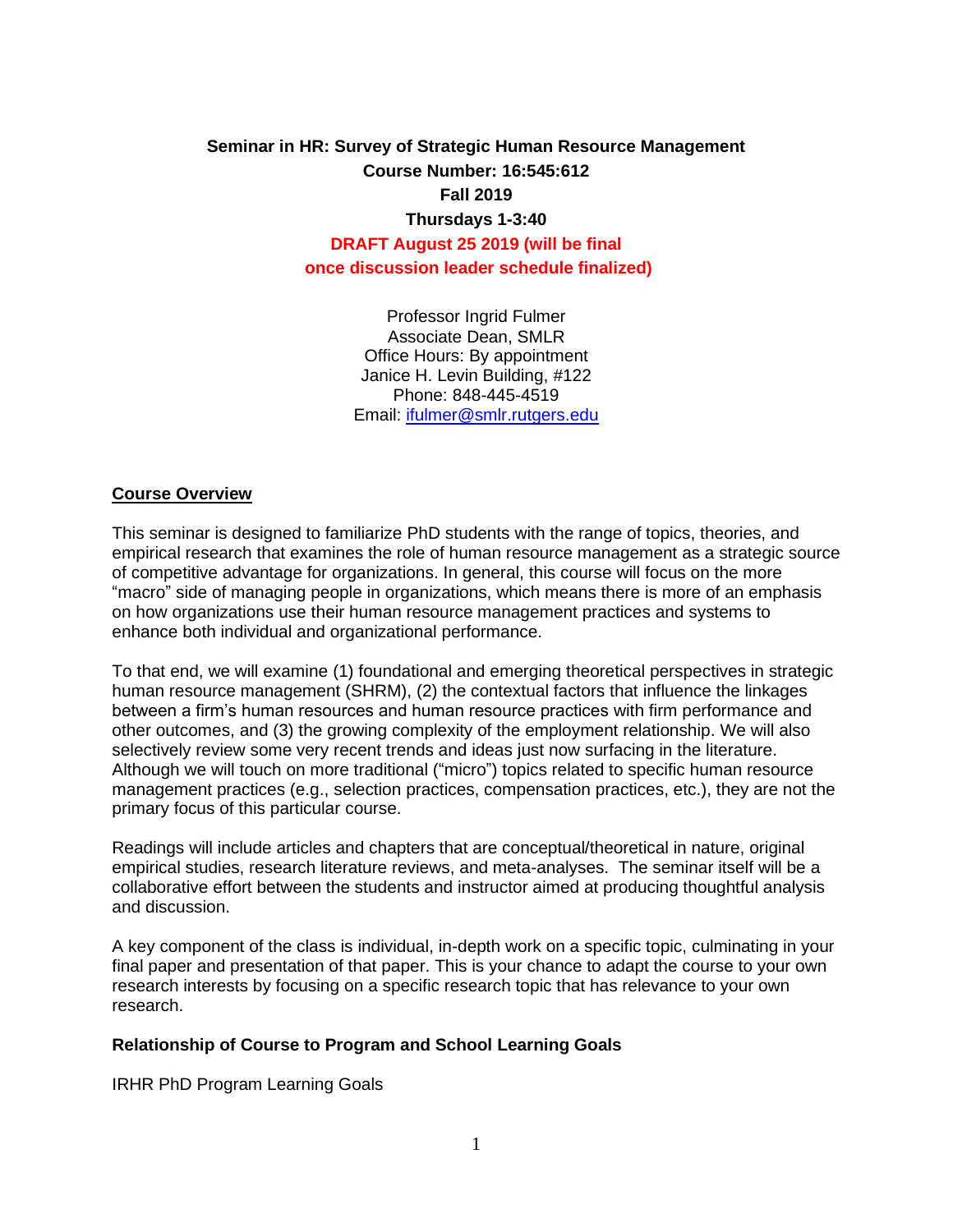**Seminar in HR: Survey of Strategic Human Resource Management**
**Course Number: 16:545:612**
**Fall 2019**
**Thursdays 1-3:40**
**DRAFT August 25 2019 (will be final once discussion leader schedule finalized)**

Professor Ingrid Fulmer
Associate Dean, SMLR
Office Hours: By appointment
Janice H. Levin Building, #122
Phone: 848-445-4519
Email: ifulmer@smlr.rutgers.edu

## Course Overview

This seminar is designed to familiarize PhD students with the range of topics, theories, and empirical research that examines the role of human resource management as a strategic source of competitive advantage for organizations. In general, this course will focus on the more "macro" side of managing people in organizations, which means there is more of an emphasis on how organizations use their human resource management practices and systems to enhance both individual and organizational performance.

To that end, we will examine (1) foundational and emerging theoretical perspectives in strategic human resource management (SHRM), (2) the contextual factors that influence the linkages between a firm's human resources and human resource practices with firm performance and other outcomes, and (3) the growing complexity of the employment relationship. We will also selectively review some very recent trends and ideas just now surfacing in the literature. Although we will touch on more traditional ("micro") topics related to specific human resource management practices (e.g., selection practices, compensation practices, etc.), they are not the primary focus of this particular course.

Readings will include articles and chapters that are conceptual/theoretical in nature, original empirical studies, research literature reviews, and meta-analyses. The seminar itself will be a collaborative effort between the students and instructor aimed at producing thoughtful analysis and discussion.

A key component of the class is individual, in-depth work on a specific topic, culminating in your final paper and presentation of that paper. This is your chance to adapt the course to your own research interests by focusing on a specific research topic that has relevance to your own research.

### Relationship of Course to Program and School Learning Goals

IRHR PhD Program Learning Goals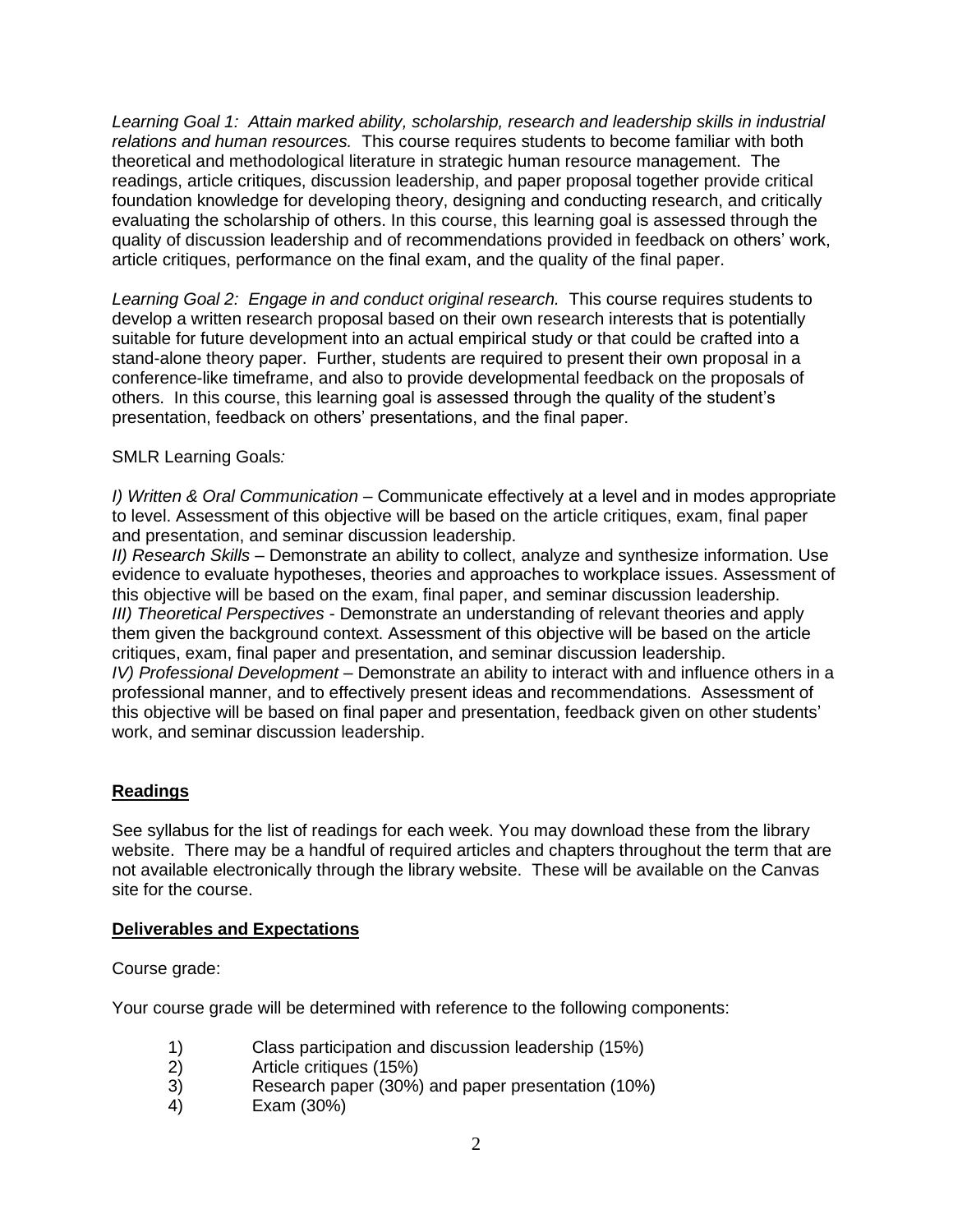*Learning Goal 1: Attain marked ability, scholarship, research and leadership skills in industrial relations and human resources.* This course requires students to become familiar with both theoretical and methodological literature in strategic human resource management. The readings, article critiques, discussion leadership, and paper proposal together provide critical foundation knowledge for developing theory, designing and conducting research, and critically evaluating the scholarship of others. In this course, this learning goal is assessed through the quality of discussion leadership and of recommendations provided in feedback on others' work, article critiques, performance on the final exam, and the quality of the final paper.

*Learning Goal 2: Engage in and conduct original research.* This course requires students to develop a written research proposal based on their own research interests that is potentially suitable for future development into an actual empirical study or that could be crafted into a stand-alone theory paper. Further, students are required to present their own proposal in a conference-like timeframe, and also to provide developmental feedback on the proposals of others. In this course, this learning goal is assessed through the quality of the student's presentation, feedback on others' presentations, and the final paper.

SMLR Learning Goals*:*

*I) Written & Oral Communication* – Communicate effectively at a level and in modes appropriate to level. Assessment of this objective will be based on the article critiques, exam, final paper and presentation, and seminar discussion leadership.
*II) Research Skills* – Demonstrate an ability to collect, analyze and synthesize information. Use evidence to evaluate hypotheses, theories and approaches to workplace issues. Assessment of this objective will be based on the exam, final paper, and seminar discussion leadership.
*III) Theoretical Perspectives* - Demonstrate an understanding of relevant theories and apply them given the background context. Assessment of this objective will be based on the article critiques, exam, final paper and presentation, and seminar discussion leadership.
*IV) Professional Development* – Demonstrate an ability to interact with and influence others in a professional manner, and to effectively present ideas and recommendations. Assessment of this objective will be based on final paper and presentation, feedback given on other students' work, and seminar discussion leadership.

## Readings

See syllabus for the list of readings for each week. You may download these from the library website. There may be a handful of required articles and chapters throughout the term that are not available electronically through the library website. These will be available on the Canvas site for the course.

## Deliverables and Expectations

Course grade:

Your course grade will be determined with reference to the following components:

1) Class participation and discussion leadership (15%)
2) Article critiques (15%)
3) Research paper (30%) and paper presentation (10%)
4) Exam (30%)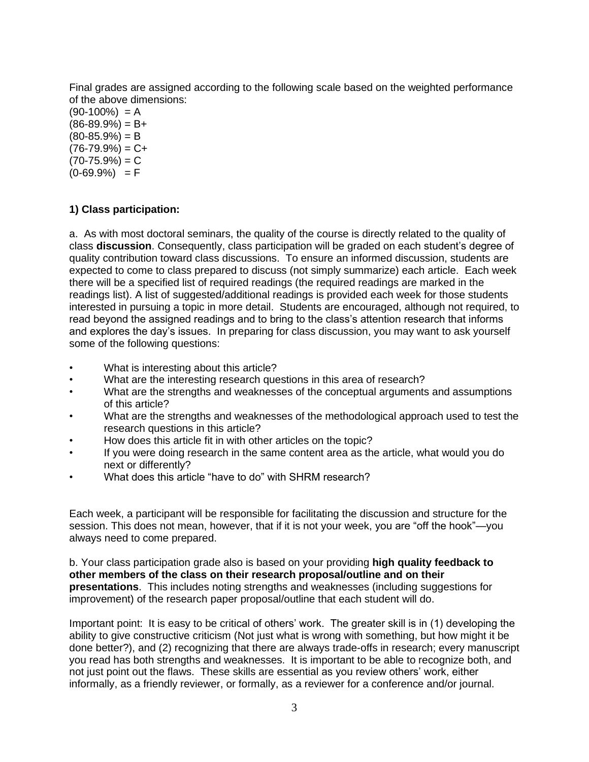Final grades are assigned according to the following scale based on the weighted performance of the above dimensions:

(90-100%) = A
(86-89.9%) = B+
(80-85.9%) = B
(76-79.9%) = C+
(70-75.9%) = C
(0-69.9%) = F

**1) Class participation:**

a. As with most doctoral seminars, the quality of the course is directly related to the quality of class **discussion**. Consequently, class participation will be graded on each student's degree of quality contribution toward class discussions. To ensure an informed discussion, students are expected to come to class prepared to discuss (not simply summarize) each article. Each week there will be a specified list of required readings (the required readings are marked in the readings list). A list of suggested/additional readings is provided each week for those students interested in pursuing a topic in more detail. Students are encouraged, although not required, to read beyond the assigned readings and to bring to the class's attention research that informs and explores the day's issues. In preparing for class discussion, you may want to ask yourself some of the following questions:

- What is interesting about this article?
- What are the interesting research questions in this area of research?
- What are the strengths and weaknesses of the conceptual arguments and assumptions of this article?
- What are the strengths and weaknesses of the methodological approach used to test the research questions in this article?
- How does this article fit in with other articles on the topic?
- If you were doing research in the same content area as the article, what would you do next or differently?
- What does this article "have to do" with SHRM research?

Each week, a participant will be responsible for facilitating the discussion and structure for the session. This does not mean, however, that if it is not your week, you are "off the hook"—you always need to come prepared.

b. Your class participation grade also is based on your providing **high quality feedback to other members of the class on their research proposal/outline and on their presentations**. This includes noting strengths and weaknesses (including suggestions for improvement) of the research paper proposal/outline that each student will do.

Important point: It is easy to be critical of others' work. The greater skill is in (1) developing the ability to give constructive criticism (Not just what is wrong with something, but how might it be done better?), and (2) recognizing that there are always trade-offs in research; every manuscript you read has both strengths and weaknesses. It is important to be able to recognize both, and not just point out the flaws. These skills are essential as you review others' work, either informally, as a friendly reviewer, or formally, as a reviewer for a conference and/or journal.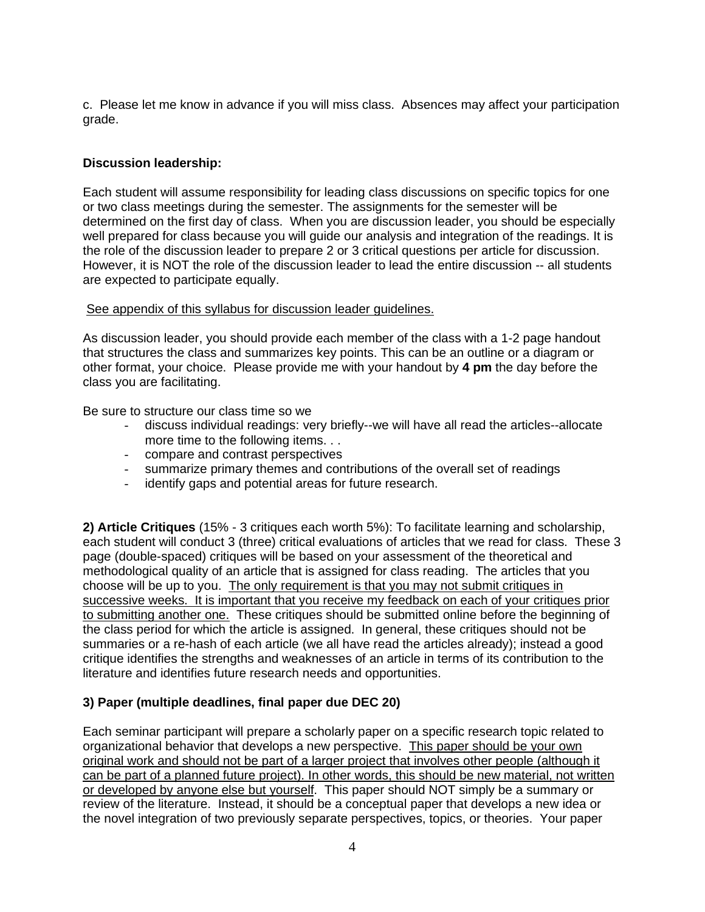c.  Please let me know in advance if you will miss class.  Absences may affect your participation grade.

**Discussion leadership:**

Each student will assume responsibility for leading class discussions on specific topics for one or two class meetings during the semester. The assignments for the semester will be determined on the first day of class.  When you are discussion leader, you should be especially well prepared for class because you will guide our analysis and integration of the readings. It is the role of the discussion leader to prepare 2 or 3 critical questions per article for discussion. However, it is NOT the role of the discussion leader to lead the entire discussion -- all students are expected to participate equally.

<u>See appendix of this syllabus for discussion leader guidelines.</u>

As discussion leader, you should provide each member of the class with a 1-2 page handout that structures the class and summarizes key points. This can be an outline or a diagram or other format, your choice.  Please provide me with your handout by **4 pm** the day before the class you are facilitating.

Be sure to structure our class time so we

- discuss individual readings: very briefly--we will have all read the articles--allocate more time to the following items. . .
- compare and contrast perspectives
- summarize primary themes and contributions of the overall set of readings
- identify gaps and potential areas for future research.

**2) Article Critiques** (15% - 3 critiques each worth 5%): To facilitate learning and scholarship, each student will conduct 3 (three) critical evaluations of articles that we read for class.  These 3 page (double-spaced) critiques will be based on your assessment of the theoretical and methodological quality of an article that is assigned for class reading.  The articles that you choose will be up to you.  <u>The only requirement is that you may not submit critiques in successive weeks.  It is important that you receive my feedback on each of your critiques prior to submitting another one.</u>  These critiques should be submitted online before the beginning of the class period for which the article is assigned.  In general, these critiques should not be summaries or a re-hash of each article (we all have read the articles already); instead a good critique identifies the strengths and weaknesses of an article in terms of its contribution to the literature and identifies future research needs and opportunities.

**3) Paper (multiple deadlines, final paper due DEC 20)**

Each seminar participant will prepare a scholarly paper on a specific research topic related to organizational behavior that develops a new perspective.  <u>This paper should be your own original work and should not be part of a larger project that involves other people (although it can be part of a planned future project). In other words, this should be new material, not written or developed by anyone else but yourself</u>.  This paper should NOT simply be a summary or review of the literature.  Instead, it should be a conceptual paper that develops a new idea or the novel integration of two previously separate perspectives, topics, or theories.  Your paper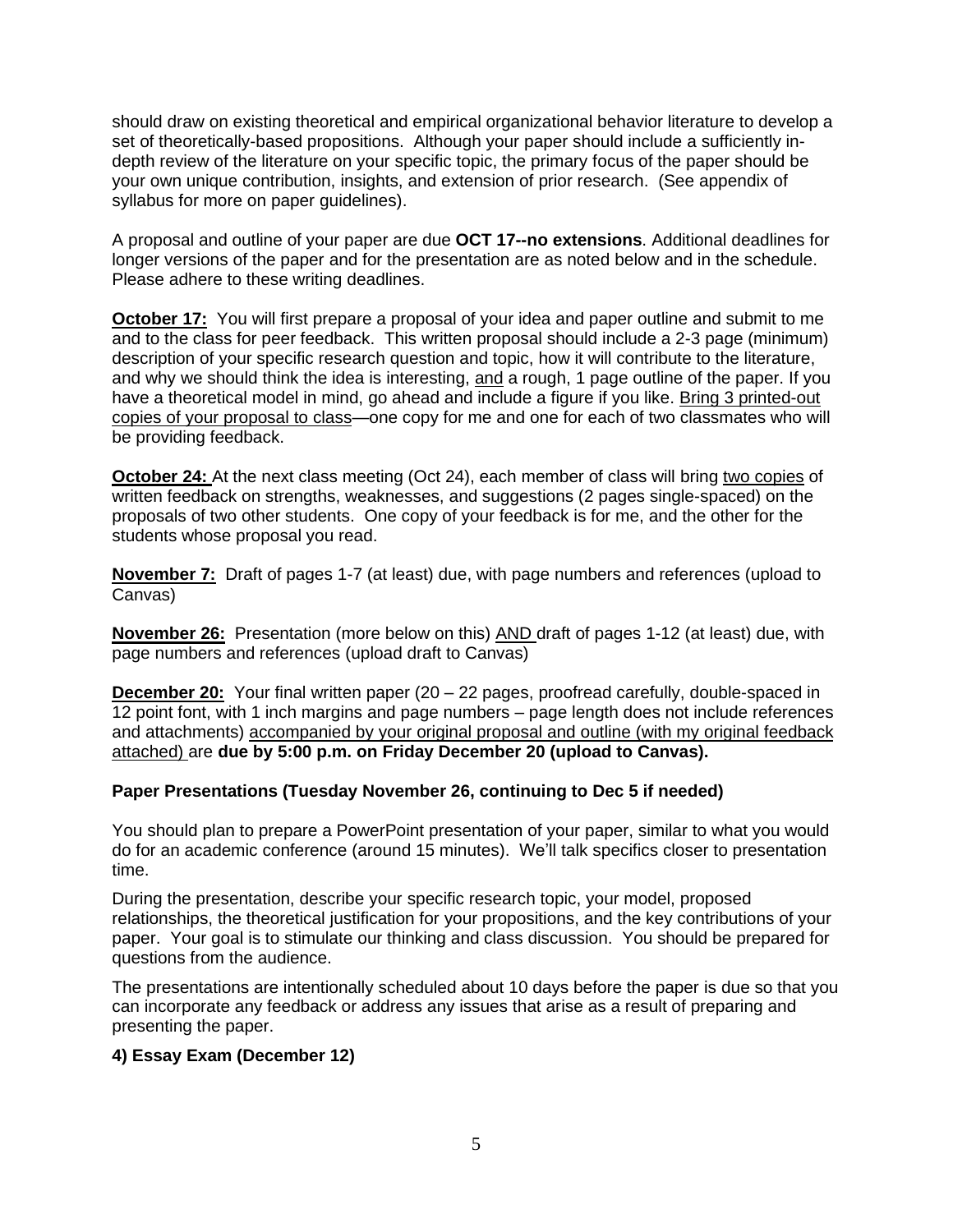should draw on existing theoretical and empirical organizational behavior literature to develop a set of theoretically-based propositions. Although your paper should include a sufficiently in-depth review of the literature on your specific topic, the primary focus of the paper should be your own unique contribution, insights, and extension of prior research. (See appendix of syllabus for more on paper guidelines).

A proposal and outline of your paper are due **OCT 17--no extensions**. Additional deadlines for longer versions of the paper and for the presentation are as noted below and in the schedule. Please adhere to these writing deadlines.

**October 17:** You will first prepare a proposal of your idea and paper outline and submit to me and to the class for peer feedback. This written proposal should include a 2-3 page (minimum) description of your specific research question and topic, how it will contribute to the literature, and why we should think the idea is interesting, and a rough, 1 page outline of the paper. If you have a theoretical model in mind, go ahead and include a figure if you like. Bring 3 printed-out copies of your proposal to class—one copy for me and one for each of two classmates who will be providing feedback.

**October 24:** At the next class meeting (Oct 24), each member of class will bring two copies of written feedback on strengths, weaknesses, and suggestions (2 pages single-spaced) on the proposals of two other students. One copy of your feedback is for me, and the other for the students whose proposal you read.

**November 7:** Draft of pages 1-7 (at least) due, with page numbers and references (upload to Canvas)

**November 26:** Presentation (more below on this) AND draft of pages 1-12 (at least) due, with page numbers and references (upload draft to Canvas)

**December 20:** Your final written paper (20 – 22 pages, proofread carefully, double-spaced in 12 point font, with 1 inch margins and page numbers – page length does not include references and attachments) accompanied by your original proposal and outline (with my original feedback attached) are **due by 5:00 p.m. on Friday December 20 (upload to Canvas).**

**Paper Presentations (Tuesday November 26, continuing to Dec 5 if needed)**

You should plan to prepare a PowerPoint presentation of your paper, similar to what you would do for an academic conference (around 15 minutes). We'll talk specifics closer to presentation time.

During the presentation, describe your specific research topic, your model, proposed relationships, the theoretical justification for your propositions, and the key contributions of your paper. Your goal is to stimulate our thinking and class discussion. You should be prepared for questions from the audience.

The presentations are intentionally scheduled about 10 days before the paper is due so that you can incorporate any feedback or address any issues that arise as a result of preparing and presenting the paper.

**4) Essay Exam (December 12)**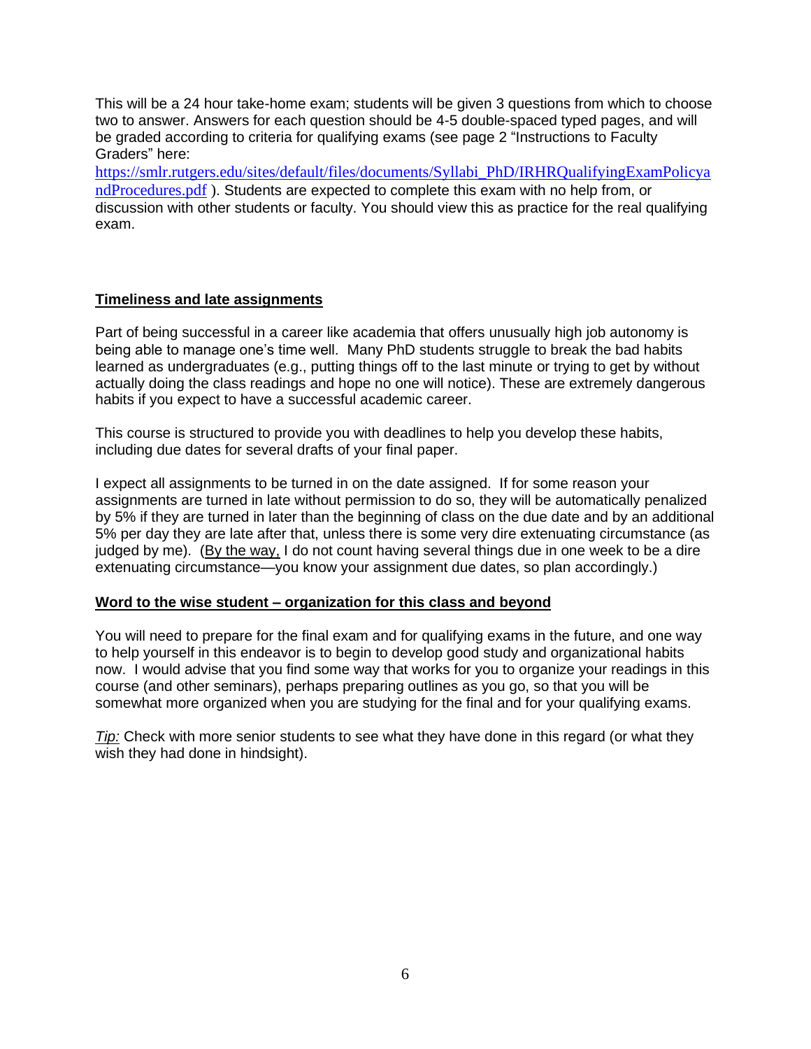This will be a 24 hour take-home exam; students will be given 3 questions from which to choose two to answer. Answers for each question should be 4-5 double-spaced typed pages, and will be graded according to criteria for qualifying exams (see page 2 "Instructions to Faculty Graders" here: https://smlr.rutgers.edu/sites/default/files/documents/Syllabi_PhD/IRHRQualifyingExamPolicyandProcedures.pdf ). Students are expected to complete this exam with no help from, or discussion with other students or faculty. You should view this as practice for the real qualifying exam.

## Timeliness and late assignments

Part of being successful in a career like academia that offers unusually high job autonomy is being able to manage one's time well. Many PhD students struggle to break the bad habits learned as undergraduates (e.g., putting things off to the last minute or trying to get by without actually doing the class readings and hope no one will notice). These are extremely dangerous habits if you expect to have a successful academic career.

This course is structured to provide you with deadlines to help you develop these habits, including due dates for several drafts of your final paper.

I expect all assignments to be turned in on the date assigned. If for some reason your assignments are turned in late without permission to do so, they will be automatically penalized by 5% if they are turned in later than the beginning of class on the due date and by an additional 5% per day they are late after that, unless there is some very dire extenuating circumstance (as judged by me). (By the way, I do not count having several things due in one week to be a dire extenuating circumstance—you know your assignment due dates, so plan accordingly.)

## Word to the wise student – organization for this class and beyond

You will need to prepare for the final exam and for qualifying exams in the future, and one way to help yourself in this endeavor is to begin to develop good study and organizational habits now. I would advise that you find some way that works for you to organize your readings in this course (and other seminars), perhaps preparing outlines as you go, so that you will be somewhat more organized when you are studying for the final and for your qualifying exams.

*Tip:* Check with more senior students to see what they have done in this regard (or what they wish they had done in hindsight).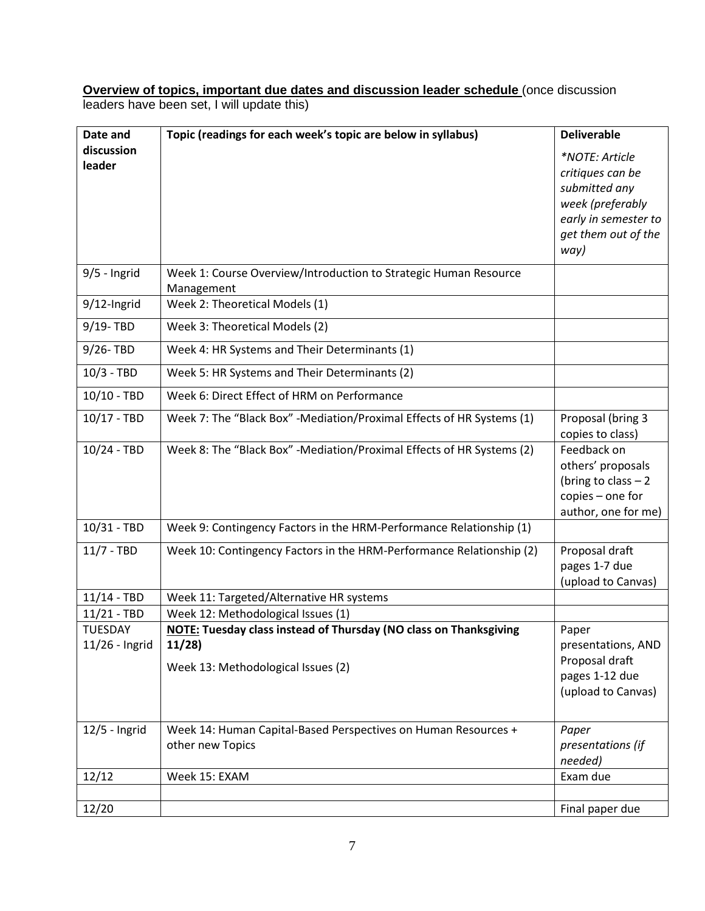**<u>Overview of topics, important due dates and discussion leader schedule</u>** (once discussion leaders have been set, I will update this)

| Date and discussion leader | Topic (readings for each week's topic are below in syllabus) | Deliverable *\*NOTE: Article critiques can be submitted any week (preferably early in semester to get them out of the way)* |
|---|---|---|
| 9/5 - Ingrid | Week 1: Course Overview/Introduction to Strategic Human Resource Management | |
| 9/12-Ingrid | Week 2: Theoretical Models (1) | |
| 9/19- TBD | Week 3: Theoretical Models (2) | |
| 9/26- TBD | Week 4: HR Systems and Their Determinants (1) | |
| 10/3 - TBD | Week 5: HR Systems and Their Determinants (2) | |
| 10/10 - TBD | Week 6: Direct Effect of HRM on Performance | |
| 10/17 - TBD | Week 7: The "Black Box" -Mediation/Proximal Effects of HR Systems (1) | Proposal (bring 3 copies to class) |
| 10/24 - TBD | Week 8: The "Black Box" -Mediation/Proximal Effects of HR Systems (2) | Feedback on others' proposals (bring to class – 2 copies – one for author, one for me) |
| 10/31 - TBD | Week 9: Contingency Factors in the HRM-Performance Relationship (1) | |
| 11/7 - TBD | Week 10: Contingency Factors in the HRM-Performance Relationship (2) | Proposal draft pages 1-7 due (upload to Canvas) |
| 11/14 - TBD | Week 11: Targeted/Alternative HR systems | |
| 11/21 - TBD | Week 12: Methodological Issues (1) | |
| TUESDAY 11/26 - Ingrid | **<u>NOTE:</u> Tuesday class instead of Thursday (NO class on Thanksgiving 11/28)** Week 13: Methodological Issues (2) | Paper presentations, AND Proposal draft pages 1-12 due (upload to Canvas) |
| 12/5 - Ingrid | Week 14: Human Capital-Based Perspectives on Human Resources + other new Topics | *Paper presentations (if needed)* |
| 12/12 | Week 15: EXAM | Exam due |
| | | |
| 12/20 | | Final paper due |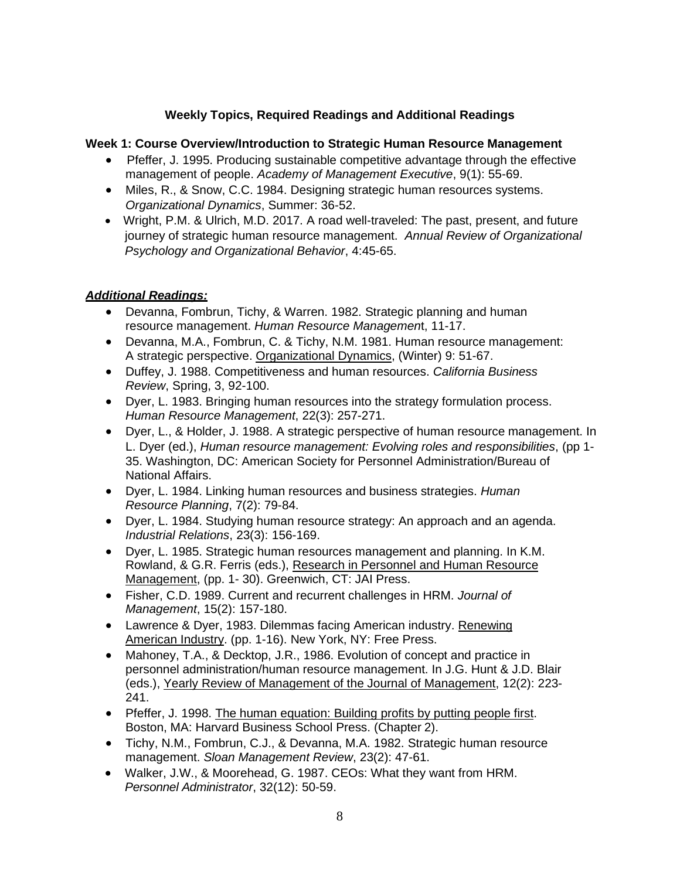**Weekly Topics, Required Readings and Additional Readings**

**Week 1: Course Overview/Introduction to Strategic Human Resource Management**

- Pfeffer, J. 1995. Producing sustainable competitive advantage through the effective management of people. *Academy of Management Executive*, 9(1): 55-69.
- Miles, R., & Snow, C.C. 1984. Designing strategic human resources systems. *Organizational Dynamics*, Summer: 36-52.
- Wright, P.M. & Ulrich, M.D. 2017. A road well-traveled: The past, present, and future journey of strategic human resource management. *Annual Review of Organizational Psychology and Organizational Behavior*, 4:45-65.

***Additional Readings:***

- Devanna, Fombrun, Tichy, & Warren. 1982. Strategic planning and human resource management. *Human Resource Managemen*t, 11-17.
- Devanna, M.A., Fombrun, C. & Tichy, N.M. 1981. Human resource management: A strategic perspective. Organizational Dynamics, (Winter) 9: 51-67.
- Duffey, J. 1988. Competitiveness and human resources. *California Business Review*, Spring, 3, 92-100.
- Dyer, L. 1983. Bringing human resources into the strategy formulation process. *Human Resource Management*, 22(3): 257-271.
- Dyer, L., & Holder, J. 1988. A strategic perspective of human resource management. In L. Dyer (ed.), *Human resource management: Evolving roles and responsibilities*, (pp 1-35. Washington, DC: American Society for Personnel Administration/Bureau of National Affairs.
- Dyer, L. 1984. Linking human resources and business strategies. *Human Resource Planning*, 7(2): 79-84.
- Dyer, L. 1984. Studying human resource strategy: An approach and an agenda. *Industrial Relations*, 23(3): 156-169.
- Dyer, L. 1985. Strategic human resources management and planning. In K.M. Rowland, & G.R. Ferris (eds.), Research in Personnel and Human Resource Management, (pp. 1- 30). Greenwich, CT: JAI Press.
- Fisher, C.D. 1989. Current and recurrent challenges in HRM. *Journal of Management*, 15(2): 157-180.
- Lawrence & Dyer, 1983. Dilemmas facing American industry. Renewing American Industry. (pp. 1-16). New York, NY: Free Press.
- Mahoney, T.A., & Decktop, J.R., 1986. Evolution of concept and practice in personnel administration/human resource management. In J.G. Hunt & J.D. Blair (eds.), Yearly Review of Management of the Journal of Management, 12(2): 223-241.
- Pfeffer, J. 1998. The human equation: Building profits by putting people first. Boston, MA: Harvard Business School Press. (Chapter 2).
- Tichy, N.M., Fombrun, C.J., & Devanna, M.A. 1982. Strategic human resource management. *Sloan Management Review*, 23(2): 47-61.
- Walker, J.W., & Moorehead, G. 1987. CEOs: What they want from HRM. *Personnel Administrator*, 32(12): 50-59.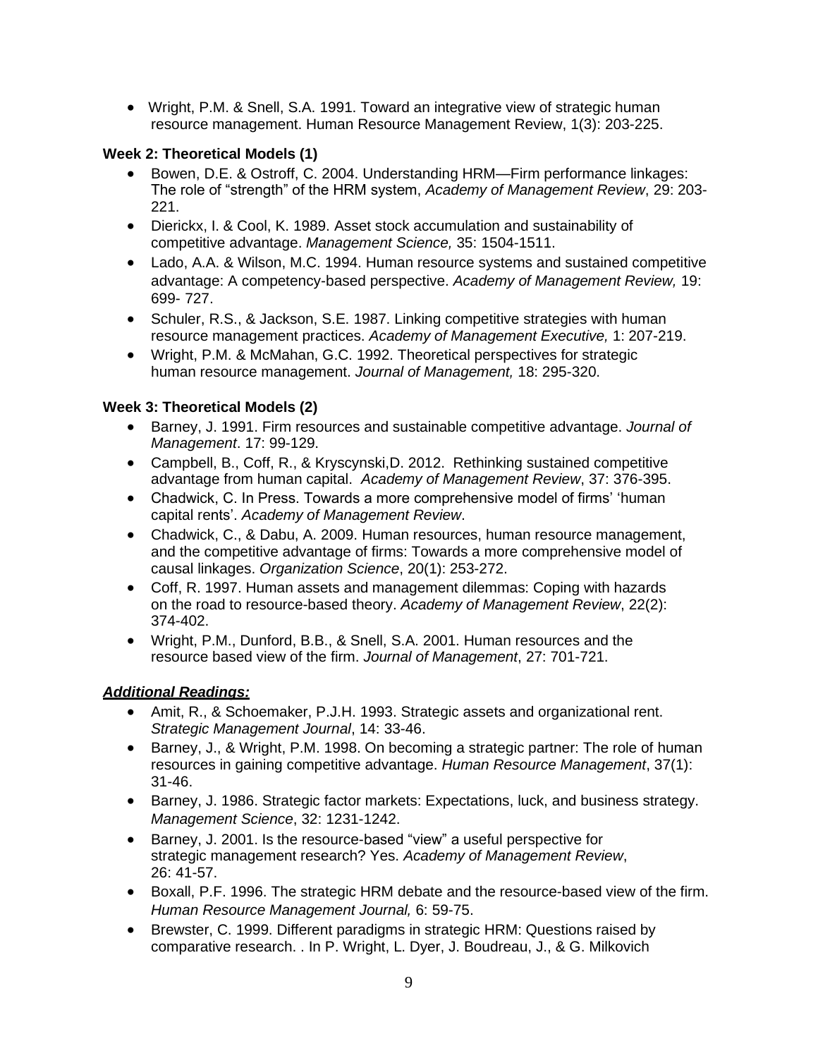- Wright, P.M. & Snell, S.A. 1991. Toward an integrative view of strategic human resource management. Human Resource Management Review, 1(3): 203-225.

**Week 2: Theoretical Models (1)**

- Bowen, D.E. & Ostroff, C. 2004. Understanding HRM—Firm performance linkages: The role of "strength" of the HRM system, *Academy of Management Review*, 29: 203-221.
- Dierickx, I. & Cool, K. 1989. Asset stock accumulation and sustainability of competitive advantage. *Management Science,* 35: 1504-1511.
- Lado, A.A. & Wilson, M.C. 1994. Human resource systems and sustained competitive advantage: A competency-based perspective. *Academy of Management Review,* 19: 699- 727.
- Schuler, R.S., & Jackson, S.E. 1987. Linking competitive strategies with human resource management practices. *Academy of Management Executive,* 1: 207-219.
- Wright, P.M. & McMahan, G.C. 1992. Theoretical perspectives for strategic human resource management. *Journal of Management,* 18: 295-320.

**Week 3: Theoretical Models (2)**

- Barney, J. 1991. Firm resources and sustainable competitive advantage. *Journal of Management*. 17: 99-129.
- Campbell, B., Coff, R., & Kryscynski,D. 2012. Rethinking sustained competitive advantage from human capital. *Academy of Management Review*, 37: 376-395.
- Chadwick, C. In Press. Towards a more comprehensive model of firms' 'human capital rents'. *Academy of Management Review*.
- Chadwick, C., & Dabu, A. 2009. Human resources, human resource management, and the competitive advantage of firms: Towards a more comprehensive model of causal linkages. *Organization Science*, 20(1): 253-272.
- Coff, R. 1997. Human assets and management dilemmas: Coping with hazards on the road to resource-based theory. *Academy of Management Review*, 22(2): 374-402.
- Wright, P.M., Dunford, B.B., & Snell, S.A. 2001. Human resources and the resource based view of the firm. *Journal of Management*, 27: 701-721.

***Additional Readings:***

- Amit, R., & Schoemaker, P.J.H. 1993. Strategic assets and organizational rent. *Strategic Management Journal*, 14: 33-46.
- Barney, J., & Wright, P.M. 1998. On becoming a strategic partner: The role of human resources in gaining competitive advantage. *Human Resource Management*, 37(1): 31-46.
- Barney, J. 1986. Strategic factor markets: Expectations, luck, and business strategy. *Management Science*, 32: 1231-1242.
- Barney, J. 2001. Is the resource-based "view" a useful perspective for strategic management research? Yes. *Academy of Management Review*, 26: 41-57.
- Boxall, P.F. 1996. The strategic HRM debate and the resource-based view of the firm. *Human Resource Management Journal,* 6: 59-75.
- Brewster, C. 1999. Different paradigms in strategic HRM: Questions raised by comparative research. . In P. Wright, L. Dyer, J. Boudreau, J., & G. Milkovich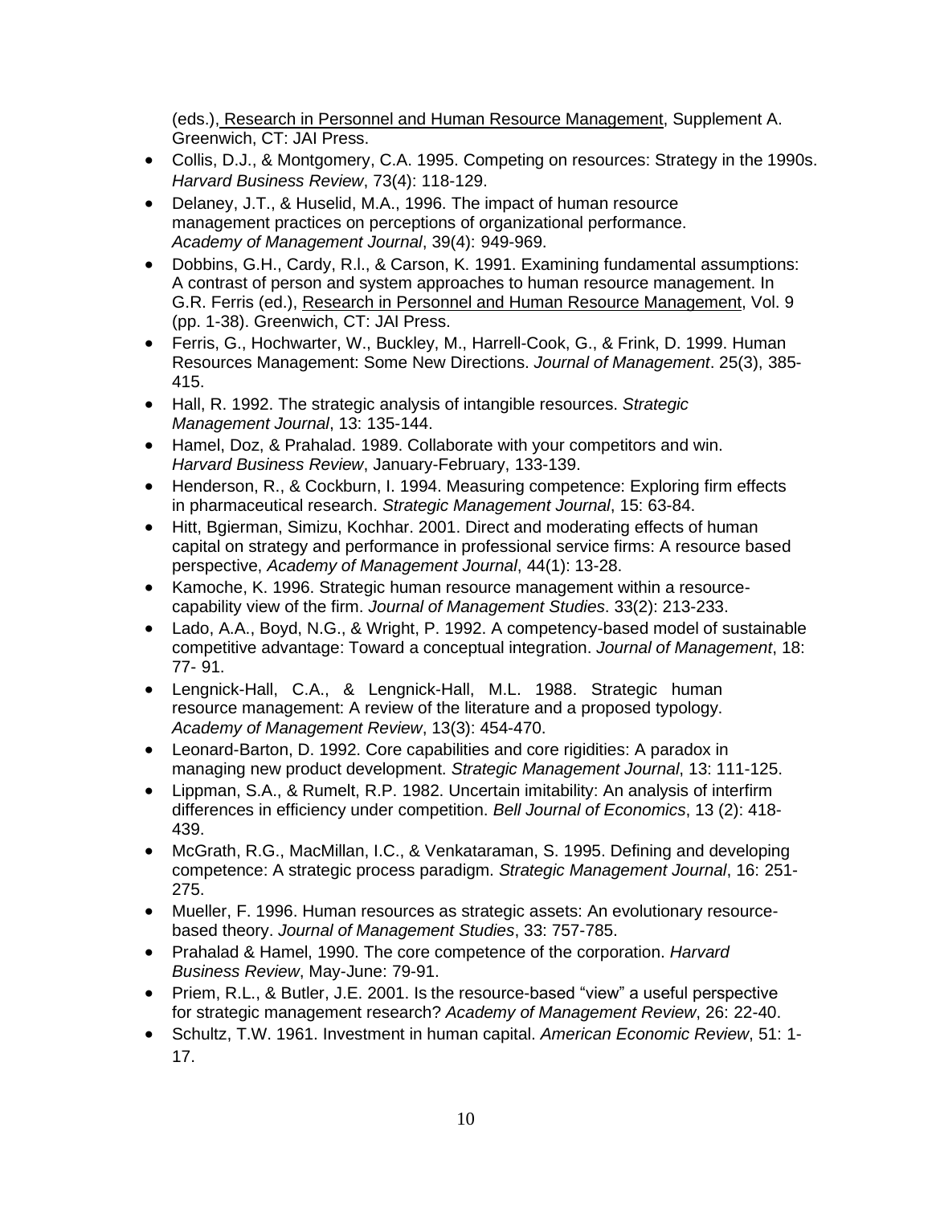(eds.), <u>Research in Personnel and Human Resource Management</u>, Supplement A. Greenwich, CT: JAI Press.

- Collis, D.J., & Montgomery, C.A. 1995. Competing on resources: Strategy in the 1990s. *Harvard Business Review*, 73(4): 118-129.
- Delaney, J.T., & Huselid, M.A., 1996. The impact of human resource management practices on perceptions of organizational performance. *Academy of Management Journal*, 39(4): 949-969.
- Dobbins, G.H., Cardy, R.l., & Carson, K. 1991. Examining fundamental assumptions: A contrast of person and system approaches to human resource management. In G.R. Ferris (ed.), <u>Research in Personnel and Human Resource Management</u>, Vol. 9 (pp. 1-38). Greenwich, CT: JAI Press.
- Ferris, G., Hochwarter, W., Buckley, M., Harrell-Cook, G., & Frink, D. 1999. Human Resources Management: Some New Directions. *Journal of Management*. 25(3), 385-415.
- Hall, R. 1992. The strategic analysis of intangible resources. *Strategic Management Journal*, 13: 135-144.
- Hamel, Doz, & Prahalad. 1989. Collaborate with your competitors and win. *Harvard Business Review*, January-February, 133-139.
- Henderson, R., & Cockburn, I. 1994. Measuring competence: Exploring firm effects in pharmaceutical research. *Strategic Management Journal*, 15: 63-84.
- Hitt, Bgierman, Simizu, Kochhar. 2001. Direct and moderating effects of human capital on strategy and performance in professional service firms: A resource based perspective, *Academy of Management Journal*, 44(1): 13-28.
- Kamoche, K. 1996. Strategic human resource management within a resource-capability view of the firm. *Journal of Management Studies*. 33(2): 213-233.
- Lado, A.A., Boyd, N.G., & Wright, P. 1992. A competency-based model of sustainable competitive advantage: Toward a conceptual integration. *Journal of Management*, 18: 77- 91.
- Lengnick-Hall, C.A., & Lengnick-Hall, M.L. 1988. Strategic human resource management: A review of the literature and a proposed typology. *Academy of Management Review*, 13(3): 454-470.
- Leonard-Barton, D. 1992. Core capabilities and core rigidities: A paradox in managing new product development. *Strategic Management Journal*, 13: 111-125.
- Lippman, S.A., & Rumelt, R.P. 1982. Uncertain imitability: An analysis of interfirm differences in efficiency under competition. *Bell Journal of Economics*, 13 (2): 418-439.
- McGrath, R.G., MacMillan, I.C., & Venkataraman, S. 1995. Defining and developing competence: A strategic process paradigm. *Strategic Management Journal*, 16: 251-275.
- Mueller, F. 1996. Human resources as strategic assets: An evolutionary resource-based theory. *Journal of Management Studies*, 33: 757-785.
- Prahalad & Hamel, 1990. The core competence of the corporation. *Harvard Business Review*, May-June: 79-91.
- Priem, R.L., & Butler, J.E. 2001. Is the resource-based "view" a useful perspective for strategic management research? *Academy of Management Review*, 26: 22-40.
- Schultz, T.W. 1961. Investment in human capital. *American Economic Review*, 51: 1-17.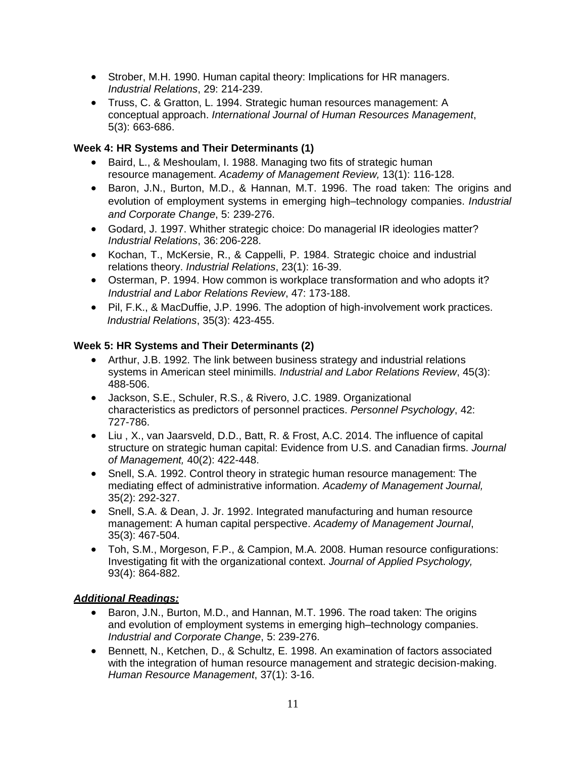- Strober, M.H. 1990. Human capital theory: Implications for HR managers. *Industrial Relations*, 29: 214-239.
- Truss, C. & Gratton, L. 1994. Strategic human resources management: A conceptual approach. *International Journal of Human Resources Management*, 5(3): 663-686.

**Week 4: HR Systems and Their Determinants (1)**

- Baird, L., & Meshoulam, I. 1988. Managing two fits of strategic human resource management. *Academy of Management Review,* 13(1): 116-128.
- Baron, J.N., Burton, M.D., & Hannan, M.T. 1996. The road taken: The origins and evolution of employment systems in emerging high–technology companies. *Industrial and Corporate Change*, 5: 239-276.
- Godard, J. 1997. Whither strategic choice: Do managerial IR ideologies matter? *Industrial Relations*, 36: 206-228.
- Kochan, T., McKersie, R., & Cappelli, P. 1984. Strategic choice and industrial relations theory. *Industrial Relations*, 23(1): 16-39.
- Osterman, P. 1994. How common is workplace transformation and who adopts it? *Industrial and Labor Relations Review*, 47: 173-188.
- Pil, F.K., & MacDuffie, J.P. 1996. The adoption of high-involvement work practices. *Industrial Relations*, 35(3): 423-455.

**Week 5: HR Systems and Their Determinants (2)**

- Arthur, J.B. 1992. The link between business strategy and industrial relations systems in American steel minimills. *Industrial and Labor Relations Review*, 45(3): 488-506.
- Jackson, S.E., Schuler, R.S., & Rivero, J.C. 1989. Organizational characteristics as predictors of personnel practices. *Personnel Psychology*, 42: 727-786.
- Liu , X., van Jaarsveld, D.D., Batt, R. & Frost, A.C. 2014. The influence of capital structure on strategic human capital: Evidence from U.S. and Canadian firms. *Journal of Management,* 40(2): 422-448.
- Snell, S.A. 1992. Control theory in strategic human resource management: The mediating effect of administrative information. *Academy of Management Journal,* 35(2): 292-327.
- Snell, S.A. & Dean, J. Jr. 1992. Integrated manufacturing and human resource management: A human capital perspective. *Academy of Management Journal*, 35(3): 467-504.
- Toh, S.M., Morgeson, F.P., & Campion, M.A. 2008. Human resource configurations: Investigating fit with the organizational context. *Journal of Applied Psychology,* 93(4): 864-882.

***Additional Readings:***

- Baron, J.N., Burton, M.D., and Hannan, M.T. 1996. The road taken: The origins and evolution of employment systems in emerging high–technology companies. *Industrial and Corporate Change*, 5: 239-276.
- Bennett, N., Ketchen, D., & Schultz, E. 1998. An examination of factors associated with the integration of human resource management and strategic decision-making. *Human Resource Management*, 37(1): 3-16.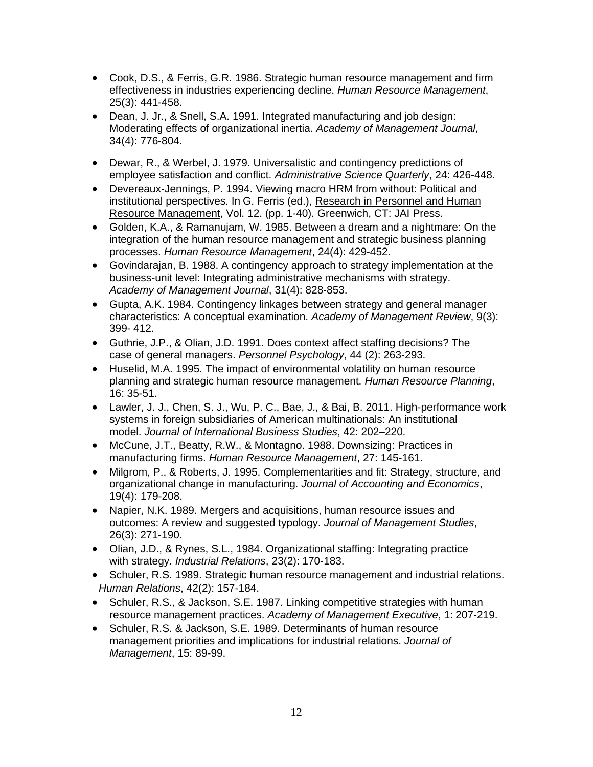- Cook, D.S., & Ferris, G.R. 1986. Strategic human resource management and firm effectiveness in industries experiencing decline. *Human Resource Management*, 25(3): 441-458.
- Dean, J. Jr., & Snell, S.A. 1991. Integrated manufacturing and job design: Moderating effects of organizational inertia. *Academy of Management Journal*, 34(4): 776-804.
- Dewar, R., & Werbel, J. 1979. Universalistic and contingency predictions of employee satisfaction and conflict. *Administrative Science Quarterly*, 24: 426-448.
- Devereaux-Jennings, P. 1994. Viewing macro HRM from without: Political and institutional perspectives. In G. Ferris (ed.), <u>Research in Personnel and Human Resource Management</u>, Vol. 12. (pp. 1-40). Greenwich, CT: JAI Press.
- Golden, K.A., & Ramanujam, W. 1985. Between a dream and a nightmare: On the integration of the human resource management and strategic business planning processes. *Human Resource Management*, 24(4): 429-452.
- Govindarajan, B. 1988. A contingency approach to strategy implementation at the business-unit level: Integrating administrative mechanisms with strategy. *Academy of Management Journal*, 31(4): 828-853.
- Gupta, A.K. 1984. Contingency linkages between strategy and general manager characteristics: A conceptual examination. *Academy of Management Review*, 9(3): 399- 412.
- Guthrie, J.P., & Olian, J.D. 1991. Does context affect staffing decisions? The case of general managers. *Personnel Psychology*, 44 (2): 263-293.
- Huselid, M.A. 1995. The impact of environmental volatility on human resource planning and strategic human resource management. *Human Resource Planning*, 16: 35-51.
- Lawler, J. J., Chen, S. J., Wu, P. C., Bae, J., & Bai, B. 2011. High-performance work systems in foreign subsidiaries of American multinationals: An institutional model. *Journal of International Business Studies*, 42: 202–220.
- McCune, J.T., Beatty, R.W., & Montagno. 1988. Downsizing: Practices in manufacturing firms. *Human Resource Management*, 27: 145-161.
- Milgrom, P., & Roberts, J. 1995. Complementarities and fit: Strategy, structure, and organizational change in manufacturing. *Journal of Accounting and Economics*, 19(4): 179-208.
- Napier, N.K. 1989. Mergers and acquisitions, human resource issues and outcomes: A review and suggested typology. *Journal of Management Studies*, 26(3): 271-190.
- Olian, J.D., & Rynes, S.L., 1984. Organizational staffing: Integrating practice with strategy. *Industrial Relations*, 23(2): 170-183.
- Schuler, R.S. 1989. Strategic human resource management and industrial relations. *Human Relations*, 42(2): 157-184.
- Schuler, R.S., & Jackson, S.E. 1987. Linking competitive strategies with human resource management practices. *Academy of Management Executive*, 1: 207-219.
- Schuler, R.S. & Jackson, S.E. 1989. Determinants of human resource management priorities and implications for industrial relations. *Journal of Management*, 15: 89-99.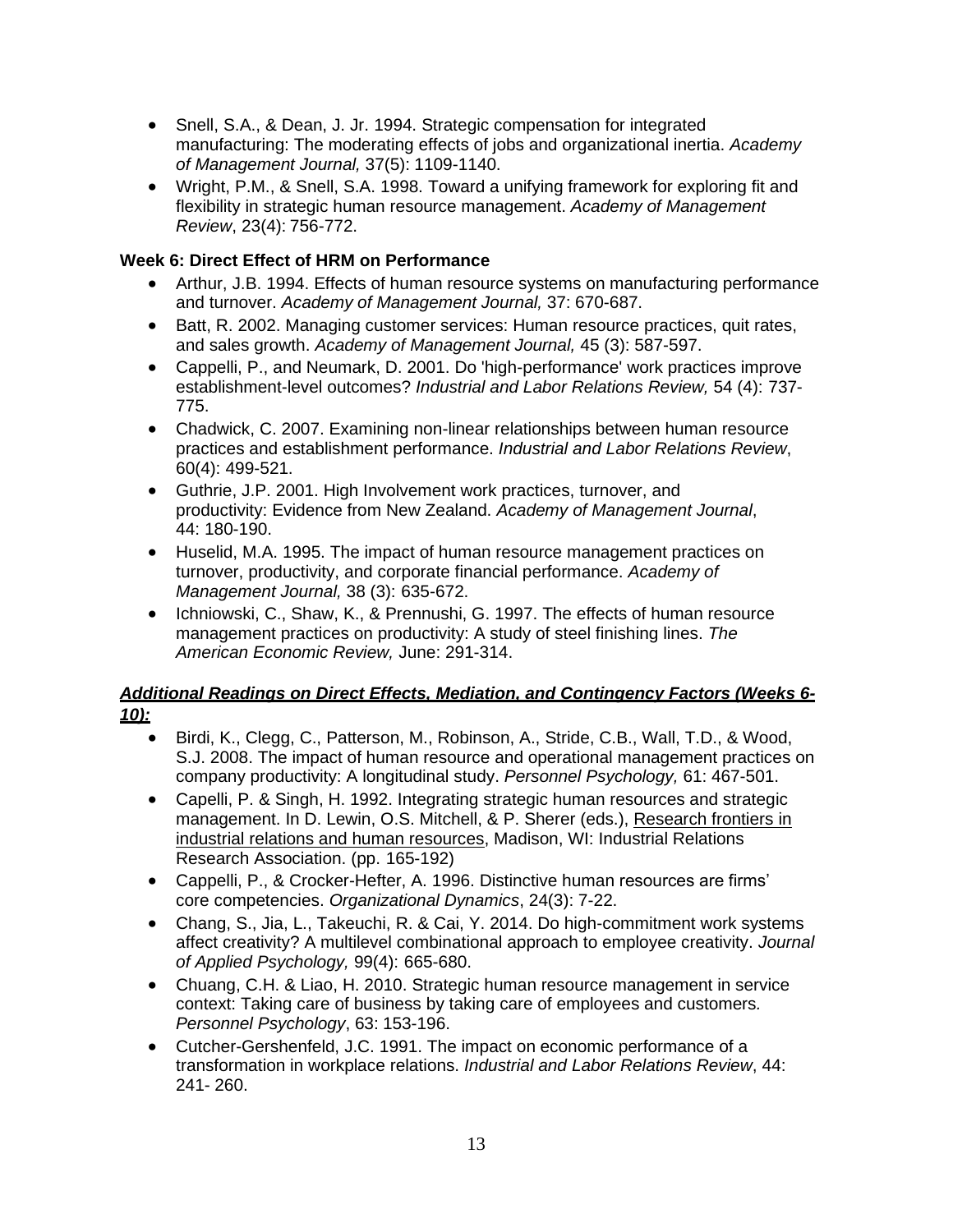- Snell, S.A., & Dean, J. Jr. 1994. Strategic compensation for integrated manufacturing: The moderating effects of jobs and organizational inertia. *Academy of Management Journal,* 37(5): 1109-1140.
- Wright, P.M., & Snell, S.A. 1998. Toward a unifying framework for exploring fit and flexibility in strategic human resource management. *Academy of Management Review*, 23(4): 756-772.

**Week 6: Direct Effect of HRM on Performance**

- Arthur, J.B. 1994. Effects of human resource systems on manufacturing performance and turnover. *Academy of Management Journal,* 37: 670-687.
- Batt, R. 2002. Managing customer services: Human resource practices, quit rates, and sales growth. *Academy of Management Journal,* 45 (3): 587-597.
- Cappelli, P., and Neumark, D. 2001. Do 'high-performance' work practices improve establishment-level outcomes? *Industrial and Labor Relations Review,* 54 (4): 737-775.
- Chadwick, C. 2007. Examining non-linear relationships between human resource practices and establishment performance. *Industrial and Labor Relations Review*, 60(4): 499-521.
- Guthrie, J.P. 2001. High Involvement work practices, turnover, and productivity: Evidence from New Zealand. *Academy of Management Journal*, 44: 180-190.
- Huselid, M.A. 1995. The impact of human resource management practices on turnover, productivity, and corporate financial performance. *Academy of Management Journal,* 38 (3): 635-672.
- Ichniowski, C., Shaw, K., & Prennushi, G. 1997. The effects of human resource management practices on productivity: A study of steel finishing lines. *The American Economic Review,* June: 291-314.

***Additional Readings on Direct Effects, Mediation, and Contingency Factors (Weeks 6-10):***

- Birdi, K., Clegg, C., Patterson, M., Robinson, A., Stride, C.B., Wall, T.D., & Wood, S.J. 2008. The impact of human resource and operational management practices on company productivity: A longitudinal study. *Personnel Psychology,* 61: 467-501.
- Capelli, P. & Singh, H. 1992. Integrating strategic human resources and strategic management. In D. Lewin, O.S. Mitchell, & P. Sherer (eds.), Research frontiers in industrial relations and human resources, Madison, WI: Industrial Relations Research Association. (pp. 165-192)
- Cappelli, P., & Crocker-Hefter, A. 1996. Distinctive human resources are firms' core competencies. *Organizational Dynamics*, 24(3): 7-22.
- Chang, S., Jia, L., Takeuchi, R. & Cai, Y. 2014. Do high-commitment work systems affect creativity? A multilevel combinational approach to employee creativity. *Journal of Applied Psychology,* 99(4): 665-680.
- Chuang, C.H. & Liao, H. 2010. Strategic human resource management in service context: Taking care of business by taking care of employees and customers*. Personnel Psychology*, 63: 153-196.
- Cutcher-Gershenfeld, J.C. 1991. The impact on economic performance of a transformation in workplace relations. *Industrial and Labor Relations Review*, 44: 241- 260.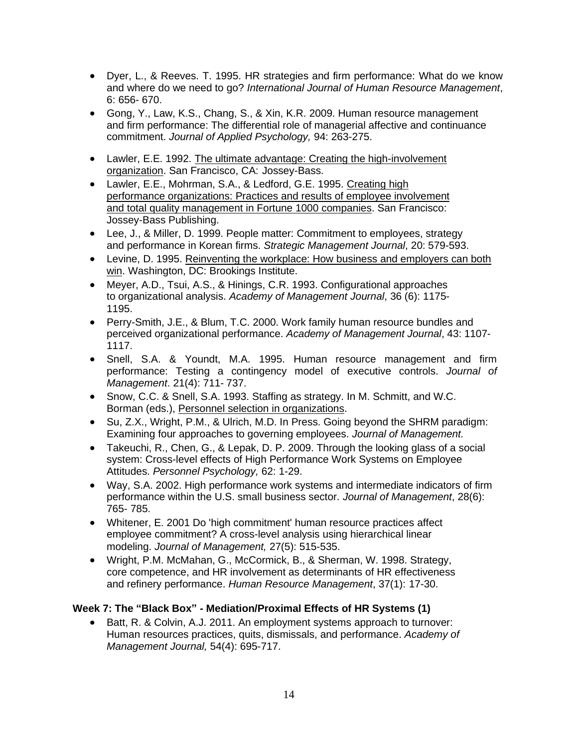- Dyer, L., & Reeves. T. 1995. HR strategies and firm performance: What do we know and where do we need to go? *International Journal of Human Resource Management*, 6: 656- 670.
- Gong, Y., Law, K.S., Chang, S., & Xin, K.R. 2009. Human resource management and firm performance: The differential role of managerial affective and continuance commitment. *Journal of Applied Psychology,* 94: 263-275.
- Lawler, E.E. 1992. The ultimate advantage: Creating the high-involvement organization. San Francisco, CA: Jossey-Bass.
- Lawler, E.E., Mohrman, S.A., & Ledford, G.E. 1995. Creating high performance organizations: Practices and results of employee involvement and total quality management in Fortune 1000 companies. San Francisco: Jossey-Bass Publishing.
- Lee, J., & Miller, D. 1999. People matter: Commitment to employees, strategy and performance in Korean firms. *Strategic Management Journal*, 20: 579-593.
- Levine, D. 1995. Reinventing the workplace: How business and employers can both win. Washington, DC: Brookings Institute.
- Meyer, A.D., Tsui, A.S., & Hinings, C.R. 1993. Configurational approaches to organizational analysis. *Academy of Management Journal*, 36 (6): 1175-1195.
- Perry-Smith, J.E., & Blum, T.C. 2000. Work family human resource bundles and perceived organizational performance. *Academy of Management Journal*, 43: 1107-1117.
- Snell, S.A. & Youndt, M.A. 1995. Human resource management and firm performance: Testing a contingency model of executive controls. *Journal of Management*. 21(4): 711- 737.
- Snow, C.C. & Snell, S.A. 1993. Staffing as strategy. In M. Schmitt, and W.C. Borman (eds.), Personnel selection in organizations.
- Su, Z.X., Wright, P.M., & Ulrich, M.D. In Press. Going beyond the SHRM paradigm: Examining four approaches to governing employees. *Journal of Management.*
- Takeuchi, R., Chen, G., & Lepak, D. P. 2009. Through the looking glass of a social system: Cross-level effects of High Performance Work Systems on Employee Attitudes. *Personnel Psychology,* 62: 1-29.
- Way, S.A. 2002. High performance work systems and intermediate indicators of firm performance within the U.S. small business sector. *Journal of Management*, 28(6): 765- 785.
- Whitener, E. 2001 Do 'high commitment' human resource practices affect employee commitment? A cross-level analysis using hierarchical linear modeling. *Journal of Management,* 27(5): 515-535.
- Wright, P.M. McMahan, G., McCormick, B., & Sherman, W. 1998. Strategy, core competence, and HR involvement as determinants of HR effectiveness and refinery performance. *Human Resource Management*, 37(1): 17-30.

**Week 7: The "Black Box" - Mediation/Proximal Effects of HR Systems (1)**

- Batt, R. & Colvin, A.J. 2011. An employment systems approach to turnover: Human resources practices, quits, dismissals, and performance. *Academy of Management Journal,* 54(4): 695-717.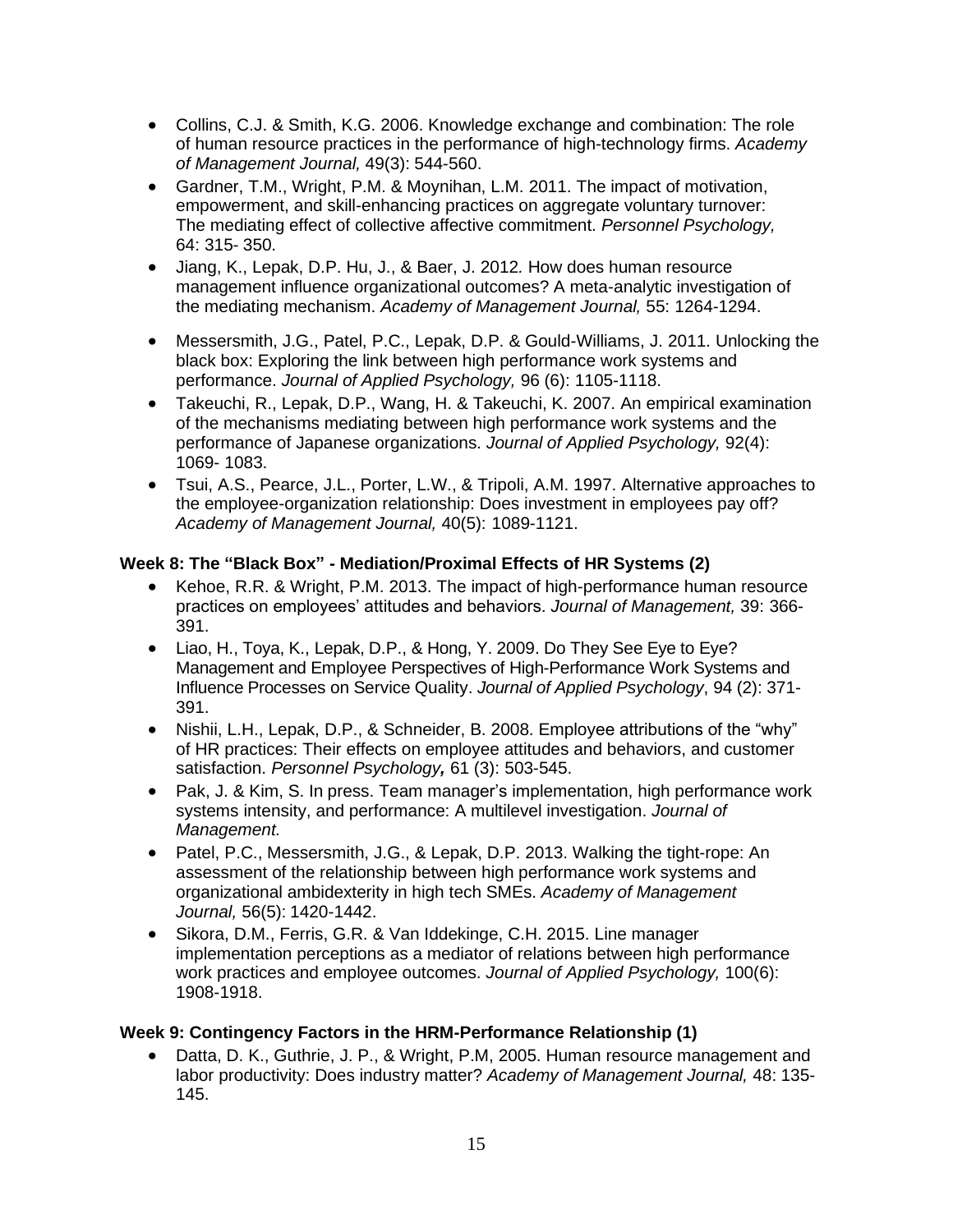- Collins, C.J. & Smith, K.G. 2006. Knowledge exchange and combination: The role of human resource practices in the performance of high-technology firms. *Academy of Management Journal,* 49(3): 544-560.
- Gardner, T.M., Wright, P.M. & Moynihan, L.M. 2011. The impact of motivation, empowerment, and skill-enhancing practices on aggregate voluntary turnover: The mediating effect of collective affective commitment. *Personnel Psychology,* 64: 315- 350.
- Jiang, K., Lepak, D.P. Hu, J., & Baer, J. 2012. How does human resource management influence organizational outcomes? A meta-analytic investigation of the mediating mechanism. *Academy of Management Journal,* 55: 1264-1294.
- Messersmith, J.G., Patel, P.C., Lepak, D.P. & Gould-Williams, J. 2011. Unlocking the black box: Exploring the link between high performance work systems and performance. *Journal of Applied Psychology,* 96 (6): 1105-1118.
- Takeuchi, R., Lepak, D.P., Wang, H. & Takeuchi, K. 2007. An empirical examination of the mechanisms mediating between high performance work systems and the performance of Japanese organizations. *Journal of Applied Psychology,* 92(4): 1069- 1083.
- Tsui, A.S., Pearce, J.L., Porter, L.W., & Tripoli, A.M. 1997. Alternative approaches to the employee-organization relationship: Does investment in employees pay off? *Academy of Management Journal,* 40(5): 1089-1121.

### Week 8: The "Black Box" - Mediation/Proximal Effects of HR Systems (2)

- Kehoe, R.R. & Wright, P.M. 2013. The impact of high-performance human resource practices on employees' attitudes and behaviors. *Journal of Management,* 39: 366-391.
- Liao, H., Toya, K., Lepak, D.P., & Hong, Y. 2009. Do They See Eye to Eye? Management and Employee Perspectives of High-Performance Work Systems and Influence Processes on Service Quality. *Journal of Applied Psychology*, 94 (2): 371-391.
- Nishii, L.H., Lepak, D.P., & Schneider, B. 2008. Employee attributions of the "why" of HR practices: Their effects on employee attitudes and behaviors, and customer satisfaction. *Personnel Psychology,* 61 (3): 503-545.
- Pak, J. & Kim, S. In press. Team manager's implementation, high performance work systems intensity, and performance: A multilevel investigation. *Journal of Management.*
- Patel, P.C., Messersmith, J.G., & Lepak, D.P. 2013. Walking the tight-rope: An assessment of the relationship between high performance work systems and organizational ambidexterity in high tech SMEs. *Academy of Management Journal,* 56(5): 1420-1442.
- Sikora, D.M., Ferris, G.R. & Van Iddekinge, C.H. 2015. Line manager implementation perceptions as a mediator of relations between high performance work practices and employee outcomes. *Journal of Applied Psychology,* 100(6): 1908-1918.

### Week 9: Contingency Factors in the HRM-Performance Relationship (1)

- Datta, D. K., Guthrie, J. P., & Wright, P.M, 2005. Human resource management and labor productivity: Does industry matter? *Academy of Management Journal,* 48: 135-145.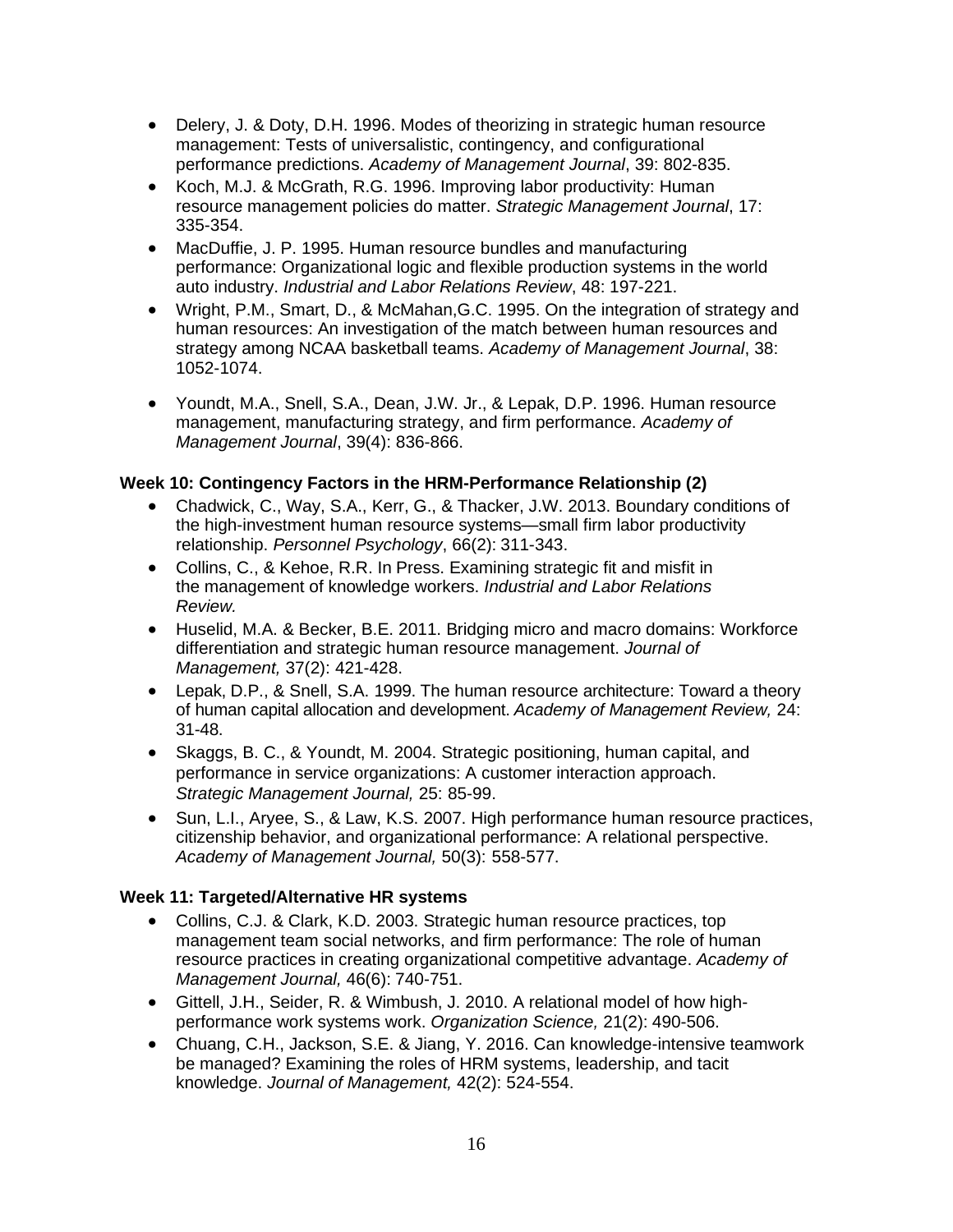- Delery, J. & Doty, D.H. 1996. Modes of theorizing in strategic human resource management: Tests of universalistic, contingency, and configurational performance predictions. *Academy of Management Journal*, 39: 802-835.
- Koch, M.J. & McGrath, R.G. 1996. Improving labor productivity: Human resource management policies do matter. *Strategic Management Journal*, 17: 335-354.
- MacDuffie, J. P. 1995. Human resource bundles and manufacturing performance: Organizational logic and flexible production systems in the world auto industry. *Industrial and Labor Relations Review*, 48: 197-221.
- Wright, P.M., Smart, D., & McMahan,G.C. 1995. On the integration of strategy and human resources: An investigation of the match between human resources and strategy among NCAA basketball teams. *Academy of Management Journal*, 38: 1052-1074.
- Youndt, M.A., Snell, S.A., Dean, J.W. Jr., & Lepak, D.P. 1996. Human resource management, manufacturing strategy, and firm performance. *Academy of Management Journal*, 39(4): 836-866.

**Week 10: Contingency Factors in the HRM-Performance Relationship (2)**

- Chadwick, C., Way, S.A., Kerr, G., & Thacker, J.W. 2013. Boundary conditions of the high-investment human resource systems—small firm labor productivity relationship. *Personnel Psychology*, 66(2): 311-343.
- Collins, C., & Kehoe, R.R. In Press. Examining strategic fit and misfit in the management of knowledge workers. *Industrial and Labor Relations Review.*
- Huselid, M.A. & Becker, B.E. 2011. Bridging micro and macro domains: Workforce differentiation and strategic human resource management. *Journal of Management,* 37(2): 421-428.
- Lepak, D.P., & Snell, S.A. 1999. The human resource architecture: Toward a theory of human capital allocation and development. *Academy of Management Review,* 24: 31-48.
- Skaggs, B. C., & Youndt, M. 2004. Strategic positioning, human capital, and performance in service organizations: A customer interaction approach. *Strategic Management Journal,* 25: 85-99.
- Sun, L.I., Aryee, S., & Law, K.S. 2007. High performance human resource practices, citizenship behavior, and organizational performance: A relational perspective. *Academy of Management Journal,* 50(3): 558-577.

**Week 11: Targeted/Alternative HR systems**

- Collins, C.J. & Clark, K.D. 2003. Strategic human resource practices, top management team social networks, and firm performance: The role of human resource practices in creating organizational competitive advantage. *Academy of Management Journal,* 46(6): 740-751.
- Gittell, J.H., Seider, R. & Wimbush, J. 2010. A relational model of how high-performance work systems work. *Organization Science,* 21(2): 490-506.
- Chuang, C.H., Jackson, S.E. & Jiang, Y. 2016. Can knowledge-intensive teamwork be managed? Examining the roles of HRM systems, leadership, and tacit knowledge. *Journal of Management,* 42(2): 524-554.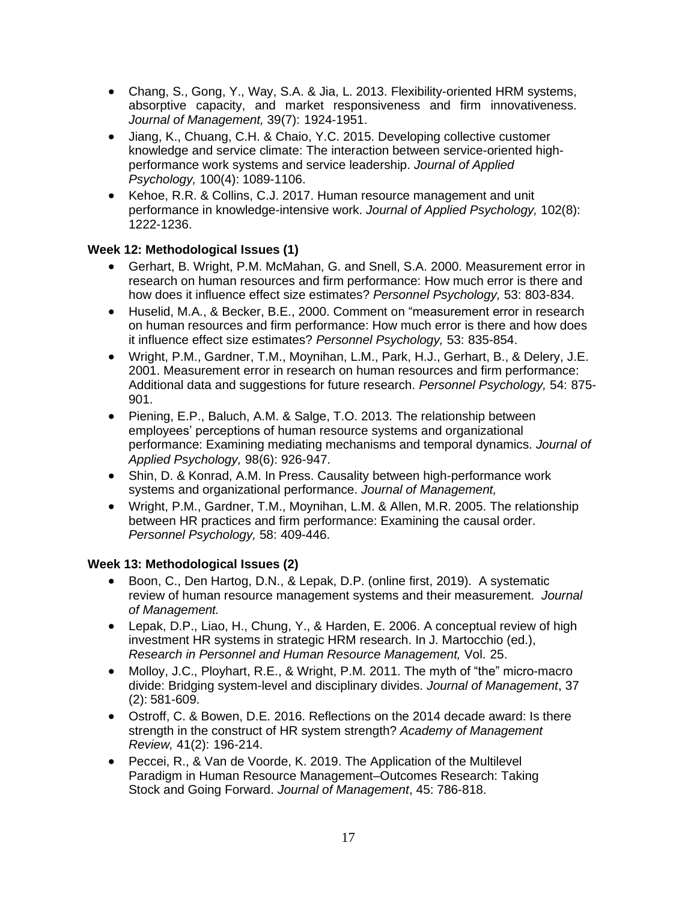- Chang, S., Gong, Y., Way, S.A. & Jia, L. 2013. Flexibility-oriented HRM systems, absorptive capacity, and market responsiveness and firm innovativeness. *Journal of Management,* 39(7): 1924-1951.
- Jiang, K., Chuang, C.H. & Chaio, Y.C. 2015. Developing collective customer knowledge and service climate: The interaction between service-oriented high-performance work systems and service leadership. *Journal of Applied Psychology,* 100(4): 1089-1106.
- Kehoe, R.R. & Collins, C.J. 2017. Human resource management and unit performance in knowledge-intensive work. *Journal of Applied Psychology,* 102(8): 1222-1236.

**Week 12: Methodological Issues (1)**

- Gerhart, B. Wright, P.M. McMahan, G. and Snell, S.A. 2000. Measurement error in research on human resources and firm performance: How much error is there and how does it influence effect size estimates? *Personnel Psychology,* 53: 803-834.
- Huselid, M.A., & Becker, B.E., 2000. Comment on "measurement error in research on human resources and firm performance: How much error is there and how does it influence effect size estimates? *Personnel Psychology,* 53: 835-854.
- Wright, P.M., Gardner, T.M., Moynihan, L.M., Park, H.J., Gerhart, B., & Delery, J.E. 2001. Measurement error in research on human resources and firm performance: Additional data and suggestions for future research. *Personnel Psychology,* 54: 875-901.
- Piening, E.P., Baluch, A.M. & Salge, T.O. 2013. The relationship between employees' perceptions of human resource systems and organizational performance: Examining mediating mechanisms and temporal dynamics. *Journal of Applied Psychology,* 98(6): 926-947.
- Shin, D. & Konrad, A.M. In Press. Causality between high-performance work systems and organizational performance. *Journal of Management,*
- Wright, P.M., Gardner, T.M., Moynihan, L.M. & Allen, M.R. 2005. The relationship between HR practices and firm performance: Examining the causal order. *Personnel Psychology,* 58: 409-446.

**Week 13: Methodological Issues (2)**

- Boon, C., Den Hartog, D.N., & Lepak, D.P. (online first, 2019). A systematic review of human resource management systems and their measurement. *Journal of Management.*
- Lepak, D.P., Liao, H., Chung, Y., & Harden, E. 2006. A conceptual review of high investment HR systems in strategic HRM research. In J. Martocchio (ed.), *Research in Personnel and Human Resource Management,* Vol. 25.
- Molloy, J.C., Ployhart, R.E., & Wright, P.M. 2011. The myth of "the" micro-macro divide: Bridging system-level and disciplinary divides. *Journal of Management*, 37 (2): 581-609.
- Ostroff, C. & Bowen, D.E. 2016. Reflections on the 2014 decade award: Is there strength in the construct of HR system strength? *Academy of Management Review,* 41(2): 196-214.
- Peccei, R., & Van de Voorde, K. 2019. The Application of the Multilevel Paradigm in Human Resource Management–Outcomes Research: Taking Stock and Going Forward. *Journal of Management*, 45: 786-818.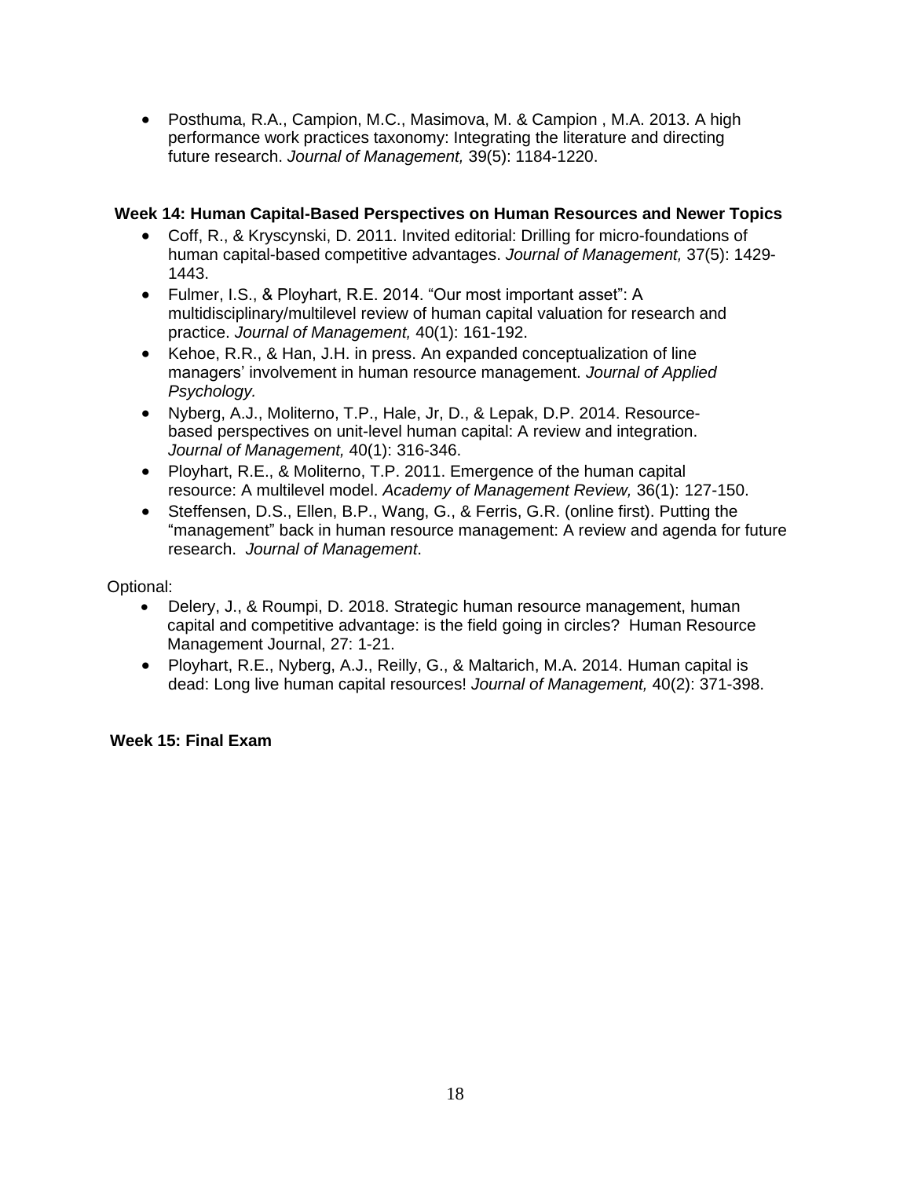- Posthuma, R.A., Campion, M.C., Masimova, M. & Campion , M.A. 2013. A high performance work practices taxonomy: Integrating the literature and directing future research. *Journal of Management,* 39(5): 1184-1220.

**Week 14: Human Capital-Based Perspectives on Human Resources and Newer Topics**

- Coff, R., & Kryscynski, D. 2011. Invited editorial: Drilling for micro-foundations of human capital-based competitive advantages. *Journal of Management,* 37(5): 1429-1443.
- Fulmer, I.S., & Ployhart, R.E. 2014. "Our most important asset": A multidisciplinary/multilevel review of human capital valuation for research and practice. *Journal of Management,* 40(1): 161-192.
- Kehoe, R.R., & Han, J.H. in press. An expanded conceptualization of line managers' involvement in human resource management. *Journal of Applied Psychology.*
- Nyberg, A.J., Moliterno, T.P., Hale, Jr, D., & Lepak, D.P. 2014. Resource-based perspectives on unit-level human capital: A review and integration. *Journal of Management,* 40(1): 316-346.
- Ployhart, R.E., & Moliterno, T.P. 2011. Emergence of the human capital resource: A multilevel model. *Academy of Management Review,* 36(1): 127-150.
- Steffensen, D.S., Ellen, B.P., Wang, G., & Ferris, G.R. (online first). Putting the "management" back in human resource management: A review and agenda for future research. *Journal of Management*.

Optional:

- Delery, J., & Roumpi, D. 2018. Strategic human resource management, human capital and competitive advantage: is the field going in circles? Human Resource Management Journal, 27: 1-21.
- Ployhart, R.E., Nyberg, A.J., Reilly, G., & Maltarich, M.A. 2014. Human capital is dead: Long live human capital resources! *Journal of Management,* 40(2): 371-398.

**Week 15: Final Exam**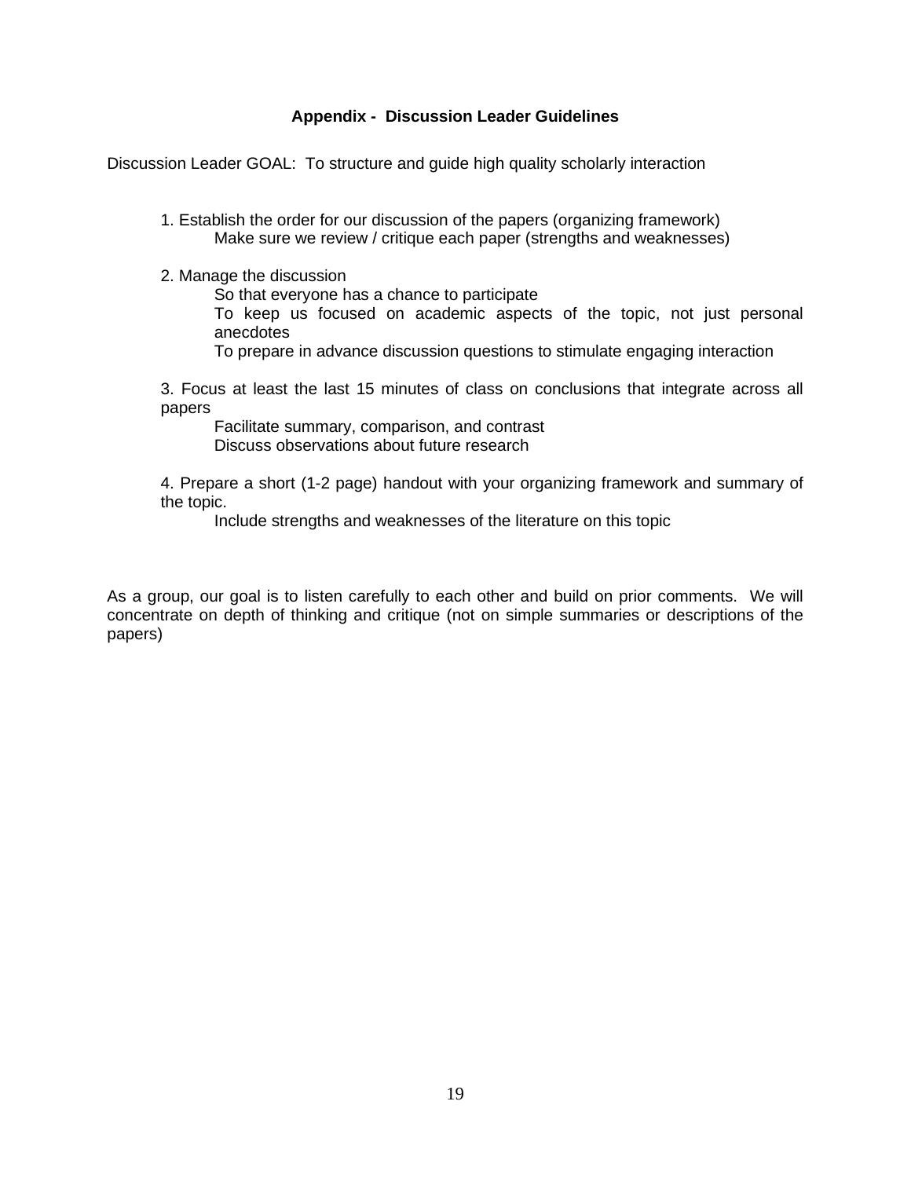## Appendix - Discussion Leader Guidelines

Discussion Leader GOAL: To structure and guide high quality scholarly interaction

1. Establish the order for our discussion of the papers (organizing framework)
   Make sure we review / critique each paper (strengths and weaknesses)

2. Manage the discussion
   So that everyone has a chance to participate
   To keep us focused on academic aspects of the topic, not just personal anecdotes
   To prepare in advance discussion questions to stimulate engaging interaction

3. Focus at least the last 15 minutes of class on conclusions that integrate across all papers
   Facilitate summary, comparison, and contrast
   Discuss observations about future research

4. Prepare a short (1-2 page) handout with your organizing framework and summary of the topic.
   Include strengths and weaknesses of the literature on this topic

As a group, our goal is to listen carefully to each other and build on prior comments. We will concentrate on depth of thinking and critique (not on simple summaries or descriptions of the papers)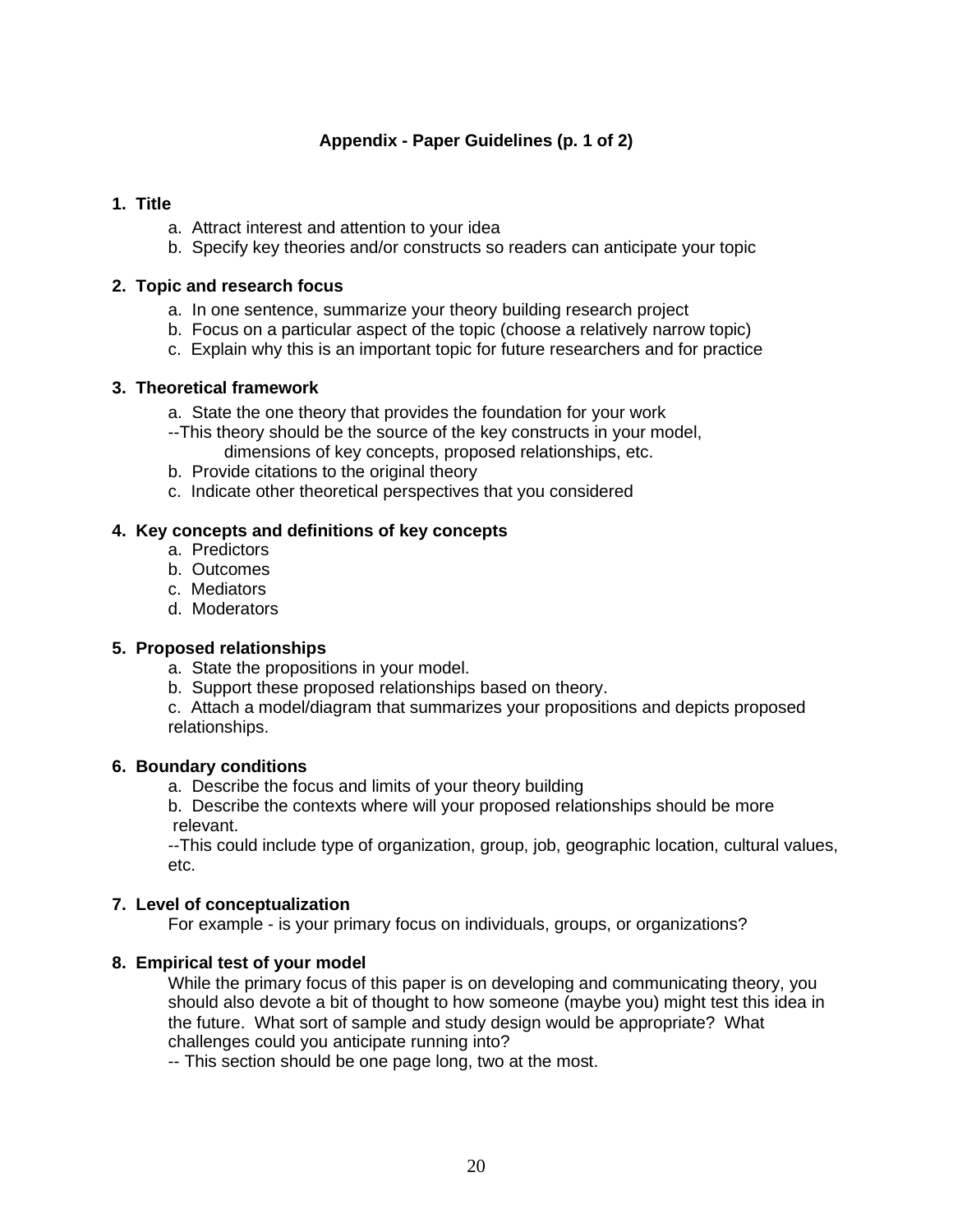## Appendix - Paper Guidelines (p. 1 of 2)

**1. Title**

a. Attract interest and attention to your idea
b. Specify key theories and/or constructs so readers can anticipate your topic

**2. Topic and research focus**

a. In one sentence, summarize your theory building research project
b. Focus on a particular aspect of the topic (choose a relatively narrow topic)
c. Explain why this is an important topic for future researchers and for practice

**3. Theoretical framework**

a. State the one theory that provides the foundation for your work
--This theory should be the source of the key constructs in your model, dimensions of key concepts, proposed relationships, etc.
b. Provide citations to the original theory
c. Indicate other theoretical perspectives that you considered

**4. Key concepts and definitions of key concepts**

a. Predictors
b. Outcomes
c. Mediators
d. Moderators

**5. Proposed relationships**

a. State the propositions in your model.
b. Support these proposed relationships based on theory.
c. Attach a model/diagram that summarizes your propositions and depicts proposed relationships.

**6. Boundary conditions**

a. Describe the focus and limits of your theory building
b. Describe the contexts where will your proposed relationships should be more relevant.
--This could include type of organization, group, job, geographic location, cultural values, etc.

**7. Level of conceptualization**

For example - is your primary focus on individuals, groups, or organizations?

**8. Empirical test of your model**

While the primary focus of this paper is on developing and communicating theory, you should also devote a bit of thought to how someone (maybe you) might test this idea in the future. What sort of sample and study design would be appropriate? What challenges could you anticipate running into?
-- This section should be one page long, two at the most.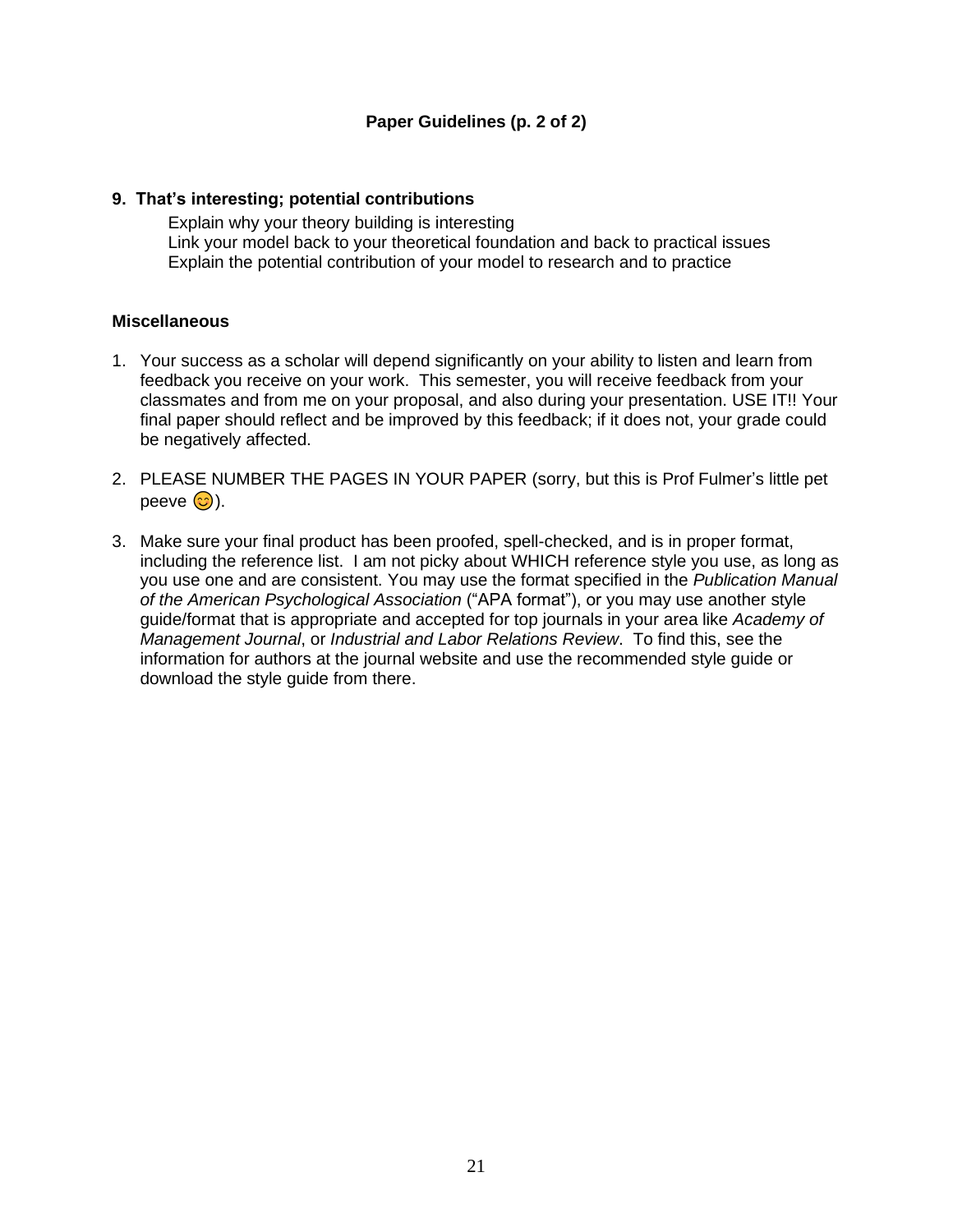**Paper Guidelines (p. 2 of 2)**

**9. That's interesting; potential contributions**

Explain why your theory building is interesting
Link your model back to your theoretical foundation and back to practical issues
Explain the potential contribution of your model to research and to practice

**Miscellaneous**

1. Your success as a scholar will depend significantly on your ability to listen and learn from feedback you receive on your work. This semester, you will receive feedback from your classmates and from me on your proposal, and also during your presentation. USE IT!! Your final paper should reflect and be improved by this feedback; if it does not, your grade could be negatively affected.

2. PLEASE NUMBER THE PAGES IN YOUR PAPER (sorry, but this is Prof Fulmer's little pet peeve 😊).

3. Make sure your final product has been proofed, spell-checked, and is in proper format, including the reference list. I am not picky about WHICH reference style you use, as long as you use one and are consistent. You may use the format specified in the *Publication Manual of the American Psychological Association* ("APA format"), or you may use another style guide/format that is appropriate and accepted for top journals in your area like *Academy of Management Journal*, or *Industrial and Labor Relations Review*. To find this, see the information for authors at the journal website and use the recommended style guide or download the style guide from there.